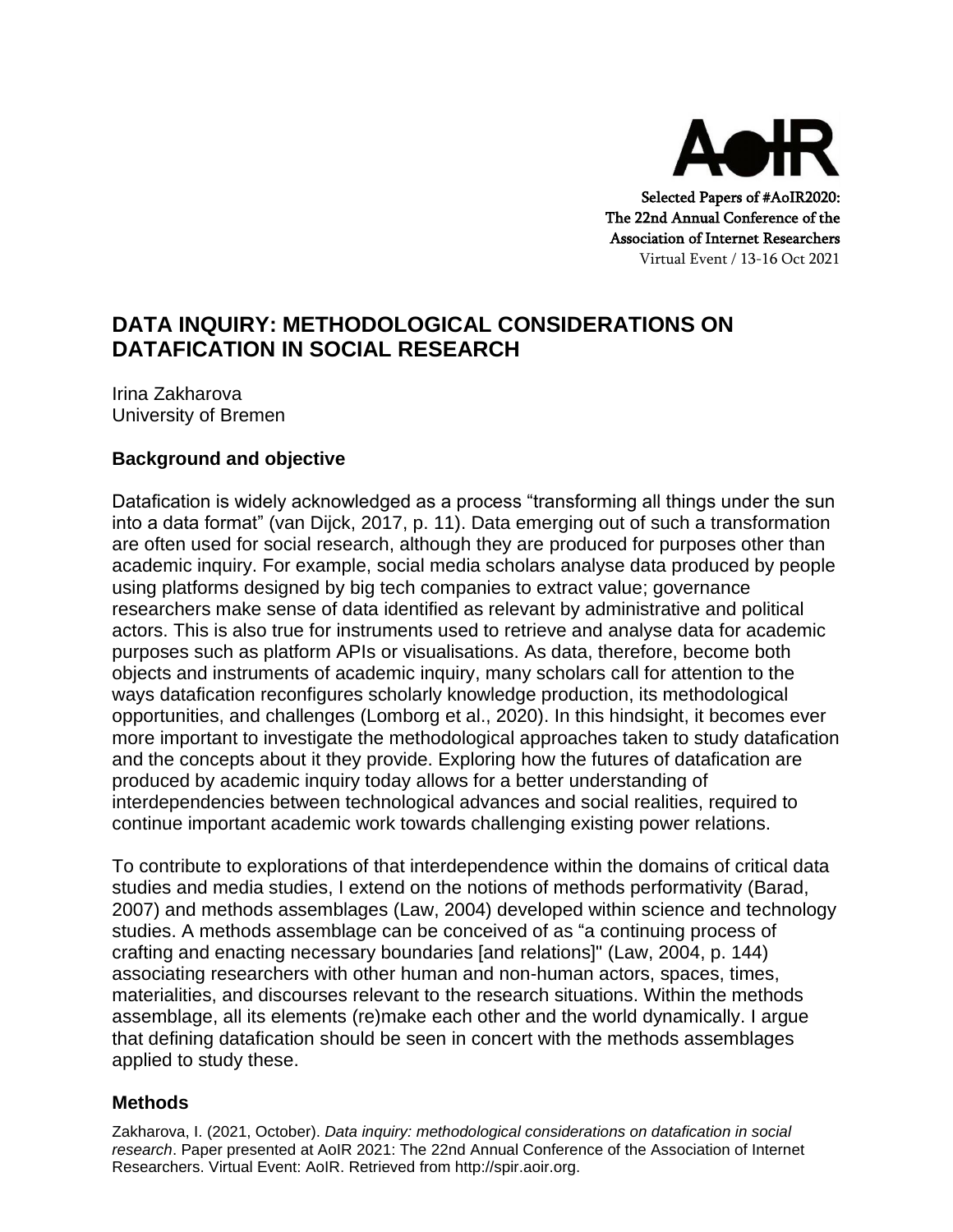Selected Papers of #AoIR2020:
The 22nd Annual Conference of the
Association of Internet Researchers
Virtual Event / 13-16 Oct 2021

# DATA INQUIRY: METHODOLOGICAL CONSIDERATIONS ON DATAFICATION IN SOCIAL RESEARCH

Irina Zakharova
University of Bremen

## Background and objective

Datafication is widely acknowledged as a process "transforming all things under the sun into a data format" (van Dijck, 2017, p. 11). Data emerging out of such a transformation are often used for social research, although they are produced for purposes other than academic inquiry. For example, social media scholars analyse data produced by people using platforms designed by big tech companies to extract value; governance researchers make sense of data identified as relevant by administrative and political actors. This is also true for instruments used to retrieve and analyse data for academic purposes such as platform APIs or visualisations. As data, therefore, become both objects and instruments of academic inquiry, many scholars call for attention to the ways datafication reconfigures scholarly knowledge production, its methodological opportunities, and challenges (Lomborg et al., 2020). In this hindsight, it becomes ever more important to investigate the methodological approaches taken to study datafication and the concepts about it they provide. Exploring how the futures of datafication are produced by academic inquiry today allows for a better understanding of interdependencies between technological advances and social realities, required to continue important academic work towards challenging existing power relations.

To contribute to explorations of that interdependence within the domains of critical data studies and media studies, I extend on the notions of methods performativity (Barad, 2007) and methods assemblages (Law, 2004) developed within science and technology studies. A methods assemblage can be conceived of as "a continuing process of crafting and enacting necessary boundaries [and relations]" (Law, 2004, p. 144) associating researchers with other human and non-human actors, spaces, times, materialities, and discourses relevant to the research situations. Within the methods assemblage, all its elements (re)make each other and the world dynamically. I argue that defining datafication should be seen in concert with the methods assemblages applied to study these.

## Methods

Zakharova, I. (2021, October). *Data inquiry: methodological considerations on datafication in social research*. Paper presented at AoIR 2021: The 22nd Annual Conference of the Association of Internet Researchers. Virtual Event: AoIR. Retrieved from http://spir.aoir.org.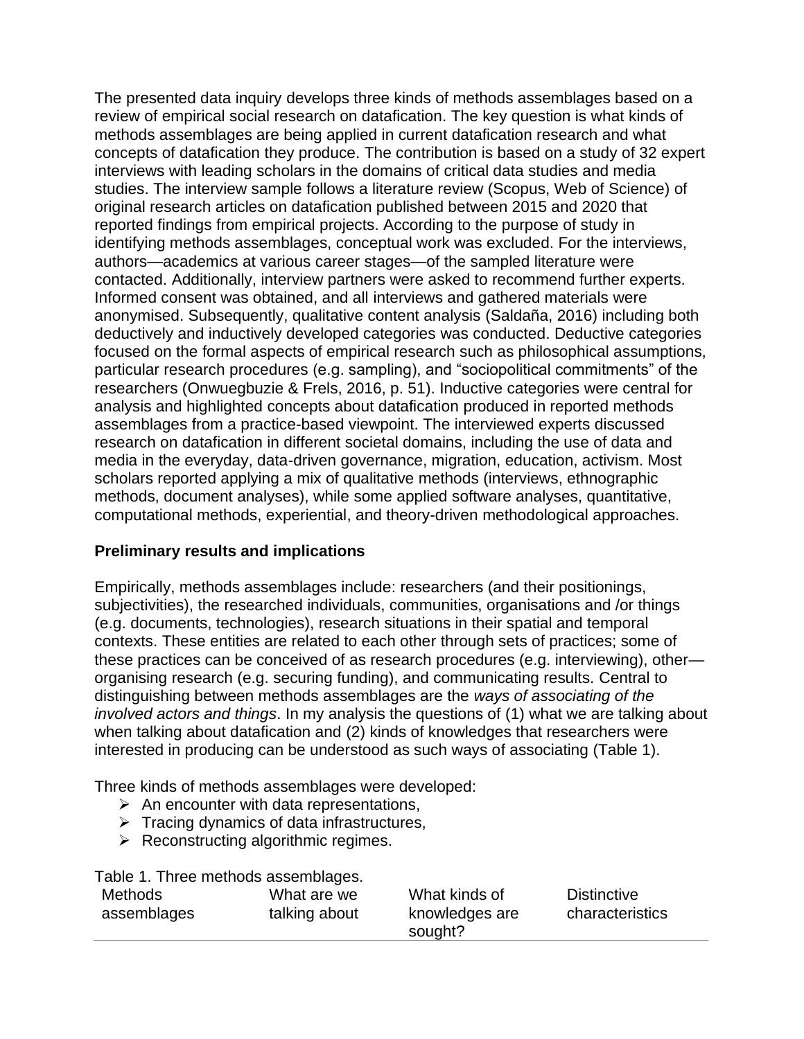The presented data inquiry develops three kinds of methods assemblages based on a review of empirical social research on datafication. The key question is what kinds of methods assemblages are being applied in current datafication research and what concepts of datafication they produce. The contribution is based on a study of 32 expert interviews with leading scholars in the domains of critical data studies and media studies. The interview sample follows a literature review (Scopus, Web of Science) of original research articles on datafication published between 2015 and 2020 that reported findings from empirical projects. According to the purpose of study in identifying methods assemblages, conceptual work was excluded. For the interviews, authors—academics at various career stages—of the sampled literature were contacted. Additionally, interview partners were asked to recommend further experts. Informed consent was obtained, and all interviews and gathered materials were anonymised. Subsequently, qualitative content analysis (Saldaña, 2016) including both deductively and inductively developed categories was conducted. Deductive categories focused on the formal aspects of empirical research such as philosophical assumptions, particular research procedures (e.g. sampling), and "sociopolitical commitments" of the researchers (Onwuegbuzie & Frels, 2016, p. 51). Inductive categories were central for analysis and highlighted concepts about datafication produced in reported methods assemblages from a practice-based viewpoint. The interviewed experts discussed research on datafication in different societal domains, including the use of data and media in the everyday, data-driven governance, migration, education, activism. Most scholars reported applying a mix of qualitative methods (interviews, ethnographic methods, document analyses), while some applied software analyses, quantitative, computational methods, experiential, and theory-driven methodological approaches.

## Preliminary results and implications

Empirically, methods assemblages include: researchers (and their positionings, subjectivities), the researched individuals, communities, organisations and /or things (e.g. documents, technologies), research situations in their spatial and temporal contexts. These entities are related to each other through sets of practices; some of these practices can be conceived of as research procedures (e.g. interviewing), other—organising research (e.g. securing funding), and communicating results. Central to distinguishing between methods assemblages are the *ways of associating of the involved actors and things*. In my analysis the questions of (1) what we are talking about when talking about datafication and (2) kinds of knowledges that researchers were interested in producing can be understood as such ways of associating (Table 1).

Three kinds of methods assemblages were developed:

- An encounter with data representations,
- Tracing dynamics of data infrastructures,
- Reconstructing algorithmic regimes.

Table 1. Three methods assemblages.

| Methods assemblages | What are we talking about | What kinds of knowledges are sought? | Distinctive characteristics |
|---|---|---|---|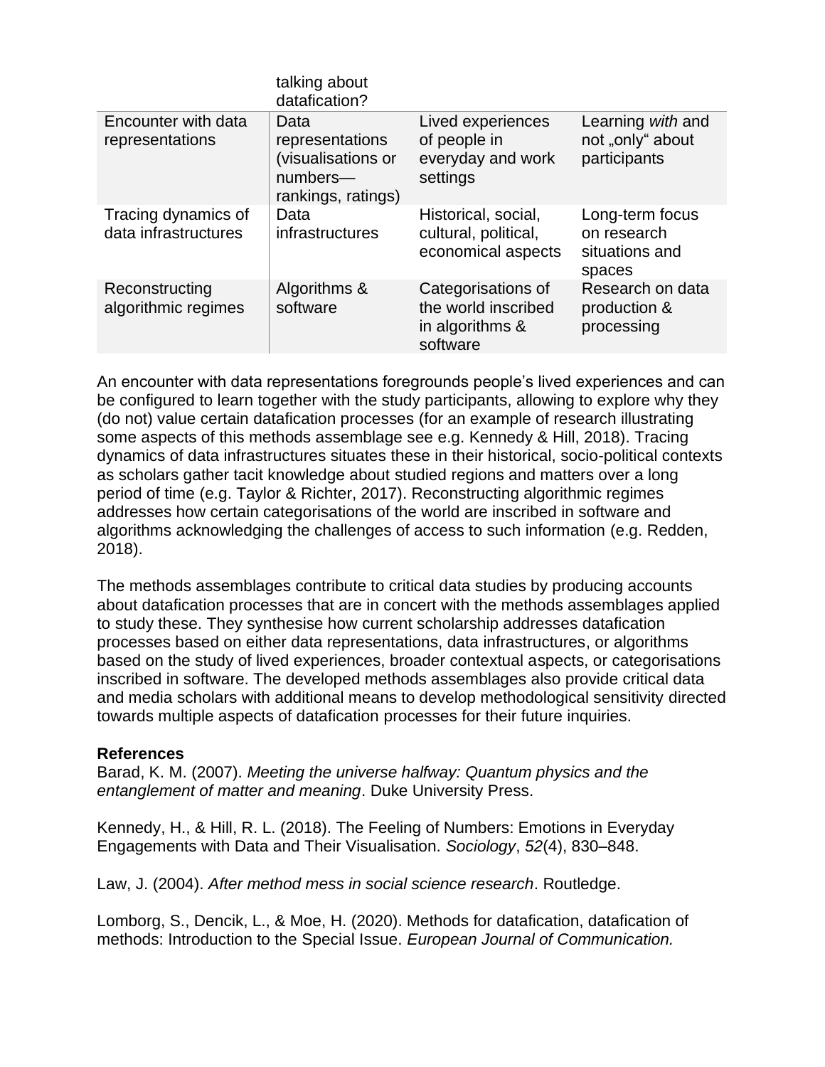| | talking about datafication? | | |
|---|---|---|---|
| Encounter with data representations | Data representations (visualisations or numbers—rankings, ratings) | Lived experiences of people in everyday and work settings | Learning *with* and not „only“ about participants |
| Tracing dynamics of data infrastructures | Data infrastructures | Historical, social, cultural, political, economical aspects | Long-term focus on research situations and spaces |
| Reconstructing algorithmic regimes | Algorithms & software | Categorisations of the world inscribed in algorithms & software | Research on data production & processing |

An encounter with data representations foregrounds people's lived experiences and can be configured to learn together with the study participants, allowing to explore why they (do not) value certain datafication processes (for an example of research illustrating some aspects of this methods assemblage see e.g. Kennedy & Hill, 2018). Tracing dynamics of data infrastructures situates these in their historical, socio-political contexts as scholars gather tacit knowledge about studied regions and matters over a long period of time (e.g. Taylor & Richter, 2017). Reconstructing algorithmic regimes addresses how certain categorisations of the world are inscribed in software and algorithms acknowledging the challenges of access to such information (e.g. Redden, 2018).

The methods assemblages contribute to critical data studies by producing accounts about datafication processes that are in concert with the methods assemblages applied to study these. They synthesise how current scholarship addresses datafication processes based on either data representations, data infrastructures, or algorithms based on the study of lived experiences, broader contextual aspects, or categorisations inscribed in software. The developed methods assemblages also provide critical data and media scholars with additional means to develop methodological sensitivity directed towards multiple aspects of datafication processes for their future inquiries.

**References**

Barad, K. M. (2007). *Meeting the universe halfway: Quantum physics and the entanglement of matter and meaning*. Duke University Press.

Kennedy, H., & Hill, R. L. (2018). The Feeling of Numbers: Emotions in Everyday Engagements with Data and Their Visualisation. *Sociology*, *52*(4), 830–848.

Law, J. (2004). *After method mess in social science research*. Routledge.

Lomborg, S., Dencik, L., & Moe, H. (2020). Methods for datafication, datafication of methods: Introduction to the Special Issue. *European Journal of Communication.*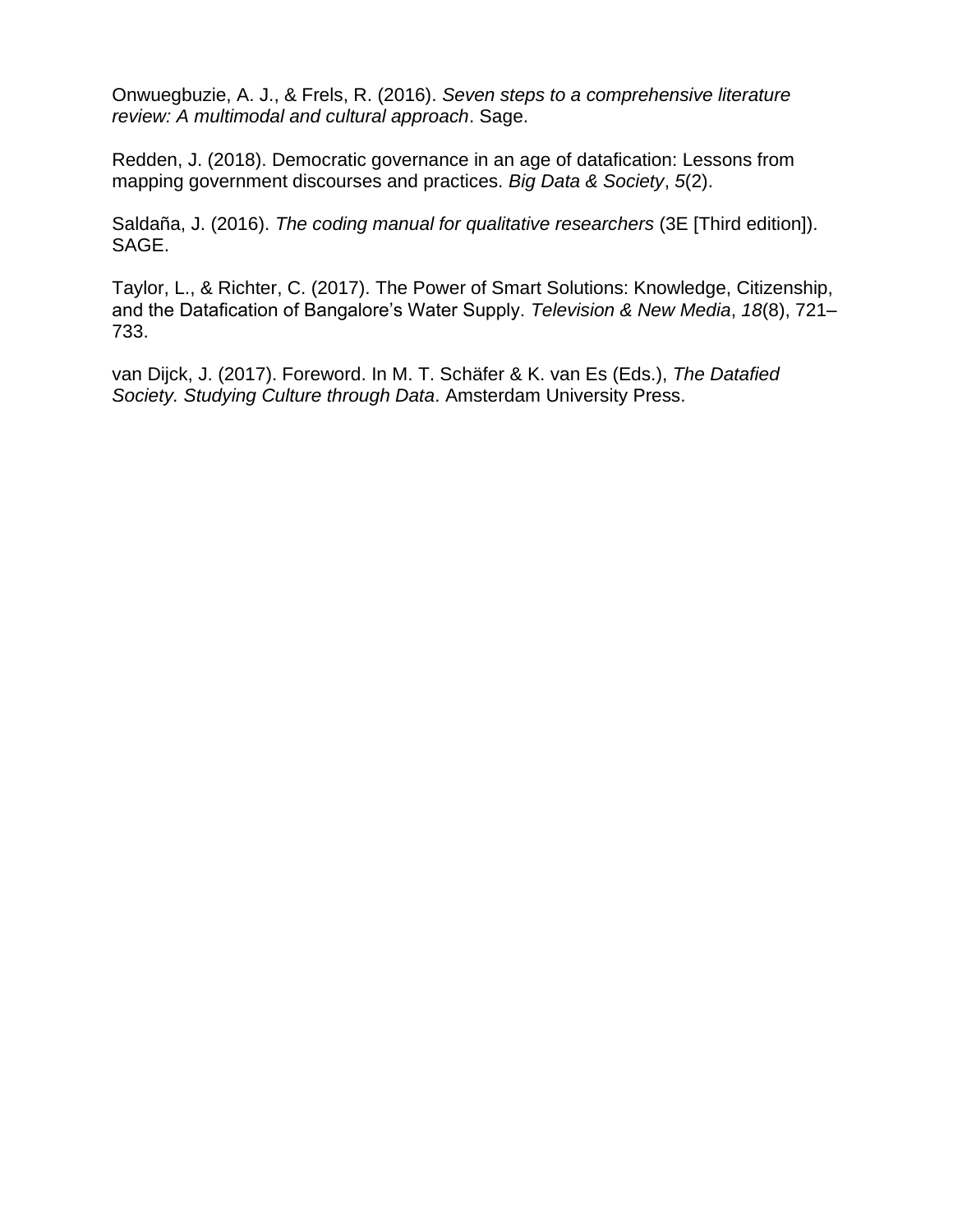Onwuegbuzie, A. J., & Frels, R. (2016). *Seven steps to a comprehensive literature review: A multimodal and cultural approach*. Sage.

Redden, J. (2018). Democratic governance in an age of datafication: Lessons from mapping government discourses and practices. *Big Data & Society*, *5*(2).

Saldaña, J. (2016). *The coding manual for qualitative researchers* (3E [Third edition]). SAGE.

Taylor, L., & Richter, C. (2017). The Power of Smart Solutions: Knowledge, Citizenship, and the Datafication of Bangalore's Water Supply. *Television & New Media*, *18*(8), 721–733.

van Dijck, J. (2017). Foreword. In M. T. Schäfer & K. van Es (Eds.), *The Datafied Society. Studying Culture through Data*. Amsterdam University Press.